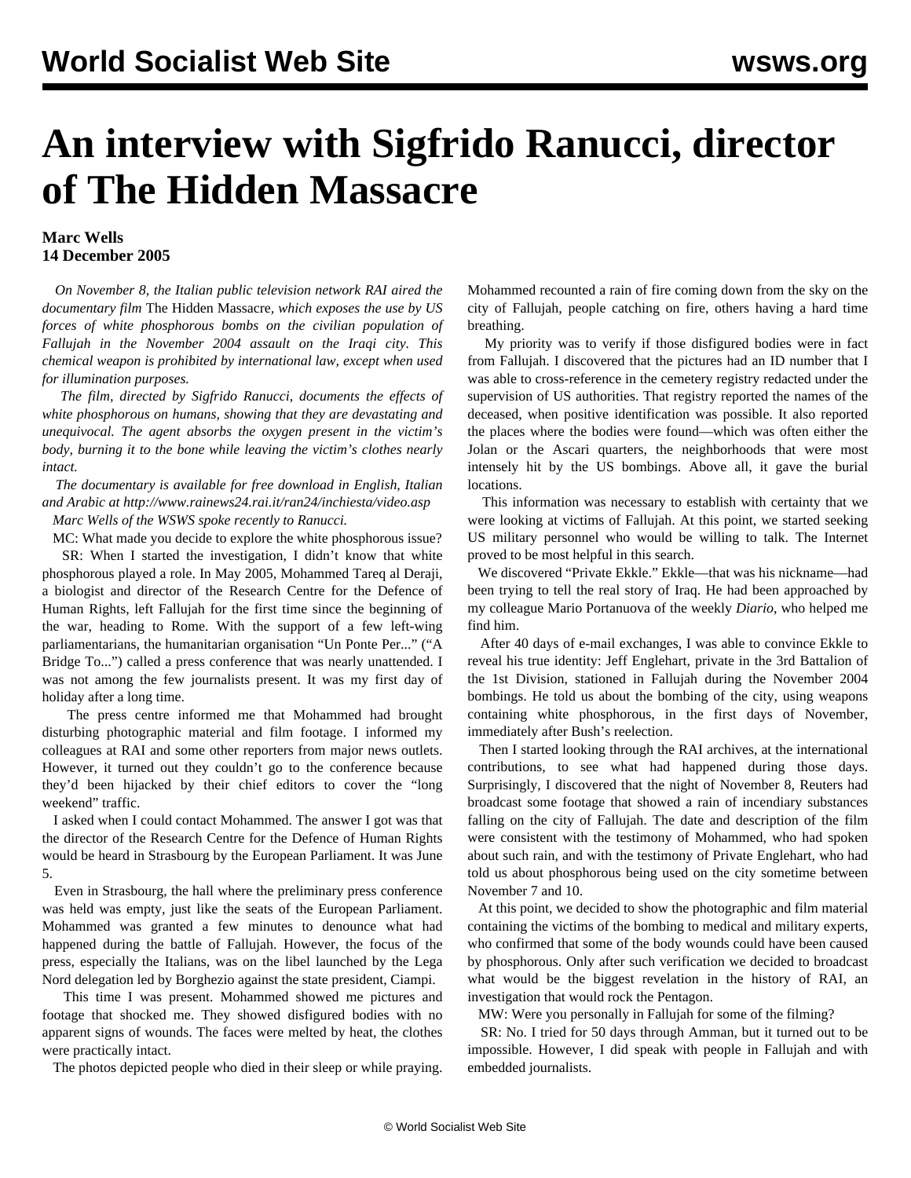# An interview with Sigfrido Ranucci, director of The Hidden Massacre

**Marc Wells**
**14 December 2005**

*On November 8, the Italian public television network RAI aired the documentary film* The Hidden Massacre*, which exposes the use by US forces of white phosphorous bombs on the civilian population of Fallujah in the November 2004 assault on the Iraqi city. This chemical weapon is prohibited by international law, except when used for illumination purposes.*

*The film, directed by Sigfrido Ranucci, documents the effects of white phosphorous on humans, showing that they are devastating and unequivocal. The agent absorbs the oxygen present in the victim's body, burning it to the bone while leaving the victim's clothes nearly intact.*

*The documentary is available for free download in English, Italian and Arabic at http://www.rainews24.rai.it/ran24/inchiesta/video.asp*

*Marc Wells of the WSWS spoke recently to Ranucci.*

MC: What made you decide to explore the white phosphorous issue?

SR: When I started the investigation, I didn't know that white phosphorous played a role. In May 2005, Mohammed Tareq al Deraji, a biologist and director of the Research Centre for the Defence of Human Rights, left Fallujah for the first time since the beginning of the war, heading to Rome. With the support of a few left-wing parliamentarians, the humanitarian organisation "Un Ponte Per..." ("A Bridge To...") called a press conference that was nearly unattended. I was not among the few journalists present. It was my first day of holiday after a long time.

The press centre informed me that Mohammed had brought disturbing photographic material and film footage. I informed my colleagues at RAI and some other reporters from major news outlets. However, it turned out they couldn't go to the conference because they'd been hijacked by their chief editors to cover the "long weekend" traffic.

I asked when I could contact Mohammed. The answer I got was that the director of the Research Centre for the Defence of Human Rights would be heard in Strasbourg by the European Parliament. It was June 5.

Even in Strasbourg, the hall where the preliminary press conference was held was empty, just like the seats of the European Parliament. Mohammed was granted a few minutes to denounce what had happened during the battle of Fallujah. However, the focus of the press, especially the Italians, was on the libel launched by the Lega Nord delegation led by Borghezio against the state president, Ciampi.

This time I was present. Mohammed showed me pictures and footage that shocked me. They showed disfigured bodies with no apparent signs of wounds. The faces were melted by heat, the clothes were practically intact.

The photos depicted people who died in their sleep or while praying. Mohammed recounted a rain of fire coming down from the sky on the city of Fallujah, people catching on fire, others having a hard time breathing.

My priority was to verify if those disfigured bodies were in fact from Fallujah. I discovered that the pictures had an ID number that I was able to cross-reference in the cemetery registry redacted under the supervision of US authorities. That registry reported the names of the deceased, when positive identification was possible. It also reported the places where the bodies were found—which was often either the Jolan or the Ascari quarters, the neighborhoods that were most intensely hit by the US bombings. Above all, it gave the burial locations.

This information was necessary to establish with certainty that we were looking at victims of Fallujah. At this point, we started seeking US military personnel who would be willing to talk. The Internet proved to be most helpful in this search.

We discovered "Private Ekkle." Ekkle—that was his nickname—had been trying to tell the real story of Iraq. He had been approached by my colleague Mario Portanuova of the weekly *Diario*, who helped me find him.

After 40 days of e-mail exchanges, I was able to convince Ekkle to reveal his true identity: Jeff Englehart, private in the 3rd Battalion of the 1st Division, stationed in Fallujah during the November 2004 bombings. He told us about the bombing of the city, using weapons containing white phosphorous, in the first days of November, immediately after Bush's reelection.

Then I started looking through the RAI archives, at the international contributions, to see what had happened during those days. Surprisingly, I discovered that the night of November 8, Reuters had broadcast some footage that showed a rain of incendiary substances falling on the city of Fallujah. The date and description of the film were consistent with the testimony of Mohammed, who had spoken about such rain, and with the testimony of Private Englehart, who had told us about phosphorous being used on the city sometime between November 7 and 10.

At this point, we decided to show the photographic and film material containing the victims of the bombing to medical and military experts, who confirmed that some of the body wounds could have been caused by phosphorous. Only after such verification we decided to broadcast what would be the biggest revelation in the history of RAI, an investigation that would rock the Pentagon.

MW: Were you personally in Fallujah for some of the filming?

SR: No. I tried for 50 days through Amman, but it turned out to be impossible. However, I did speak with people in Fallujah and with embedded journalists.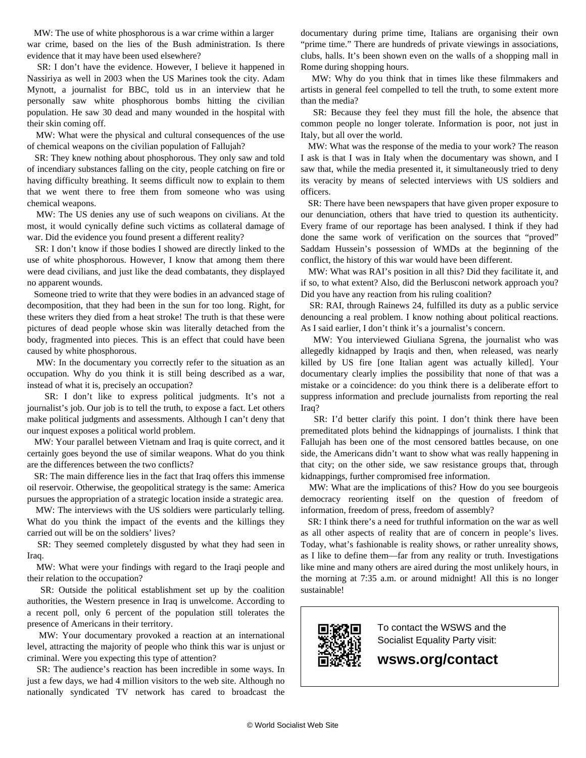MW: The use of white phosphorous is a war crime within a larger war crime, based on the lies of the Bush administration. Is there evidence that it may have been used elsewhere?

SR: I don't have the evidence. However, I believe it happened in Nassiriya as well in 2003 when the US Marines took the city. Adam Mynott, a journalist for BBC, told us in an interview that he personally saw white phosphorous bombs hitting the civilian population. He saw 30 dead and many wounded in the hospital with their skin coming off.

MW: What were the physical and cultural consequences of the use of chemical weapons on the civilian population of Fallujah?

SR: They knew nothing about phosphorous. They only saw and told of incendiary substances falling on the city, people catching on fire or having difficulty breathing. It seems difficult now to explain to them that we went there to free them from someone who was using chemical weapons.

MW: The US denies any use of such weapons on civilians. At the most, it would cynically define such victims as collateral damage of war. Did the evidence you found present a different reality?

SR: I don't know if those bodies I showed are directly linked to the use of white phosphorous. However, I know that among them there were dead civilians, and just like the dead combatants, they displayed no apparent wounds.

Someone tried to write that they were bodies in an advanced stage of decomposition, that they had been in the sun for too long. Right, for these writers they died from a heat stroke! The truth is that these were pictures of dead people whose skin was literally detached from the body, fragmented into pieces. This is an effect that could have been caused by white phosphorous.

MW: In the documentary you correctly refer to the situation as an occupation. Why do you think it is still being described as a war, instead of what it is, precisely an occupation?

SR: I don't like to express political judgments. It's not a journalist's job. Our job is to tell the truth, to expose a fact. Let others make political judgments and assessments. Although I can't deny that our inquest exposes a political world problem.

MW: Your parallel between Vietnam and Iraq is quite correct, and it certainly goes beyond the use of similar weapons. What do you think are the differences between the two conflicts?

SR: The main difference lies in the fact that Iraq offers this immense oil reservoir. Otherwise, the geopolitical strategy is the same: America pursues the appropriation of a strategic location inside a strategic area.

MW: The interviews with the US soldiers were particularly telling. What do you think the impact of the events and the killings they carried out will be on the soldiers' lives?

SR: They seemed completely disgusted by what they had seen in Iraq.

MW: What were your findings with regard to the Iraqi people and their relation to the occupation?

SR: Outside the political establishment set up by the coalition authorities, the Western presence in Iraq is unwelcome. According to a recent poll, only 6 percent of the population still tolerates the presence of Americans in their territory.

MW: Your documentary provoked a reaction at an international level, attracting the majority of people who think this war is unjust or criminal. Were you expecting this type of attention?

SR: The audience's reaction has been incredible in some ways. In just a few days, we had 4 million visitors to the web site. Although no nationally syndicated TV network has cared to broadcast the documentary during prime time, Italians are organising their own "prime time." There are hundreds of private viewings in associations, clubs, halls. It's been shown even on the walls of a shopping mall in Rome during shopping hours.

MW: Why do you think that in times like these filmmakers and artists in general feel compelled to tell the truth, to some extent more than the media?

SR: Because they feel they must fill the hole, the absence that common people no longer tolerate. Information is poor, not just in Italy, but all over the world.

MW: What was the response of the media to your work? The reason I ask is that I was in Italy when the documentary was shown, and I saw that, while the media presented it, it simultaneously tried to deny its veracity by means of selected interviews with US soldiers and officers.

SR: There have been newspapers that have given proper exposure to our denunciation, others that have tried to question its authenticity. Every frame of our reportage has been analysed. I think if they had done the same work of verification on the sources that "proved" Saddam Hussein's possession of WMDs at the beginning of the conflict, the history of this war would have been different.

MW: What was RAI's position in all this? Did they facilitate it, and if so, to what extent? Also, did the Berlusconi network approach you? Did you have any reaction from his ruling coalition?

SR: RAI, through Rainews 24, fulfilled its duty as a public service denouncing a real problem. I know nothing about political reactions. As I said earlier, I don't think it's a journalist's concern.

MW: You interviewed Giuliana Sgrena, the journalist who was allegedly kidnapped by Iraqis and then, when released, was nearly killed by US fire [one Italian agent was actually killed]. Your documentary clearly implies the possibility that none of that was a mistake or a coincidence: do you think there is a deliberate effort to suppress information and preclude journalists from reporting the real Iraq?

SR: I'd better clarify this point. I don't think there have been premeditated plots behind the kidnappings of journalists. I think that Fallujah has been one of the most censored battles because, on one side, the Americans didn't want to show what was really happening in that city; on the other side, we saw resistance groups that, through kidnappings, further compromised free information.

MW: What are the implications of this? How do you see bourgeois democracy reorienting itself on the question of freedom of information, freedom of press, freedom of assembly?

SR: I think there's a need for truthful information on the war as well as all other aspects of reality that are of concern in people's lives. Today, what's fashionable is reality shows, or rather unreality shows, as I like to define them—far from any reality or truth. Investigations like mine and many others are aired during the most unlikely hours, in the morning at 7:35 a.m. or around midnight! All this is no longer sustainable!

To contact the WSWS and the Socialist Equality Party visit:

**wsws.org/contact**